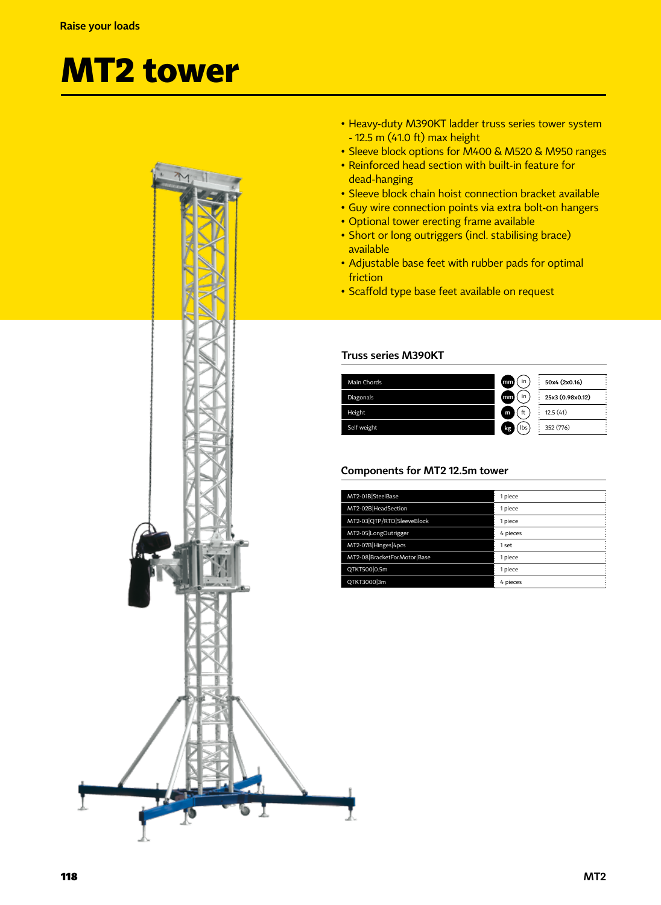Raise your loads

# MT2 tower

- Heavy-duty M390KT ladder truss series tower system - 12.5 m (41.0 ft) max height
- Sleeve block options for M400 & M520 & M950 ranges
- Reinforced head section with built-in feature for dead-hanging
- Sleeve block chain hoist connection bracket available
- Guy wire connection points via extra bolt-on hangers
- Optional tower erecting frame available
- Short or long outriggers (incl. stabilising brace) available
- Adjustable base feet with rubber pads for optimal friction
- Scaffold type base feet available on request

### Truss series M390KT

| | Unit | Value |
|---|---|---|
| Main Chords | mm (in) | 50x4 (2x0.16) |
| Diagonals | mm (in) | 25x3 (0.98x0.12) |
| Height | m (ft) | 12.5 (41) |
| Self weight | kg (lbs) | 352 (776) |

### Components for MT2 12.5m tower

| Component | Quantity |
|---|---|
| MT2-01B\|SteelBase | 1 piece |
| MT2-02B\|HeadSection | 1 piece |
| MT2-03\|QTP/RTO\|SleeveBlock | 1 piece |
| MT2-05\|LongOutrigger | 4 pieces |
| MT2-07B\|Hinges\|4pcs | 1 set |
| MT2-08\|BracketForMotor\|Base | 1 piece |
| QTKT500\|0.5m | 1 piece |
| QTKT3000\|3m | 4 pieces |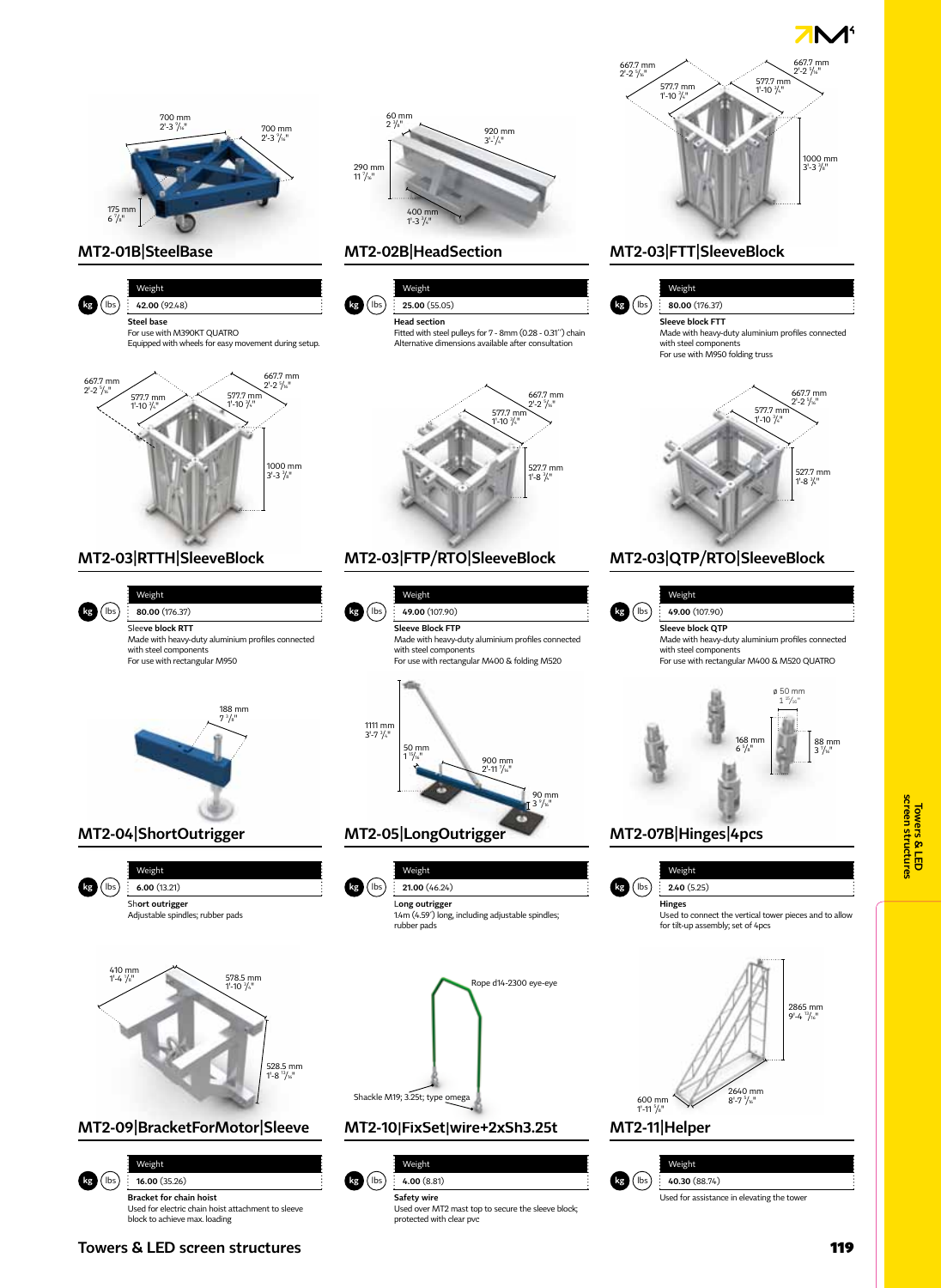## MT2-01B|SteelBase

700 mm
2'-3 $^{9}/_{16}$"

700 mm
2'-3 $^{9}/_{16}$"

175 mm
6 $^{7}/_{8}$"

| Weight |
|---|
| **42.00** (92.48) |

**Steel base**
For use with M390KT QUATRO
Equipped with wheels for easy movement during setup.

## MT2-02B|HeadSection

60 mm
2 $^{3}/_{8}$"

920 mm
3'-$^{1}/_{4}$"

290 mm
11 $^{7}/_{16}$"

400 mm
1'-3 $^{3}/_{4}$"

| Weight |
|---|
| **25.00** (55.05) |

**Head section**
Fitted with steel pulleys for 7 - 8mm (0.28 - 0.31") chain
Alternative dimensions available after consultation

## MT2-03|FTT|SleeveBlock

667.7 mm
2'-2 $^{5}/_{16}$"

577.7 mm
1'-10 $^{3}/_{4}$"

1000 mm
3'-3 $^{3}/_{8}$"

| Weight |
|---|
| **80.00** (176.37) |

**Sleeve block FTT**
Made with heavy-duty aluminium profiles connected with steel components
For use with M950 folding truss

## MT2-03|RTTH|SleeveBlock

667.7 mm
2'-2 $^{5}/_{16}$"

577.7 mm
1'-10 $^{3}/_{4}$"

1000 mm
3'-3 $^{3}/_{8}$"

| Weight |
|---|
| **80.00** (176.37) |

Sleeve block RTT
Made with heavy-duty aluminium profiles connected with steel components
For use with rectangular M950

## MT2-03|FTP/RTO|SleeveBlock

667.7 mm
2'-2 $^{5}/_{16}$"

577.7 mm
1'-10 $^{3}/_{4}$"

527.7 mm
1'-8 $^{3}/_{4}$"

| Weight |
|---|
| **49.00** (107.90) |

**Sleeve Block FTP**
Made with heavy-duty aluminium profiles connected with steel components
For use with rectangular M400 & folding M520

## MT2-03|QTP/RTO|SleeveBlock

667.7 mm
2'-2 $^{5}/_{16}$"

577.7 mm
1'-10 $^{3}/_{4}$"

527.7 mm
1'-8 $^{3}/_{4}$"

| Weight |
|---|
| **49.00** (107.90) |

**Sleeve block QTP**
Made with heavy-duty aluminium profiles connected with steel components
For use with rectangular M400 & M520 QUATRO

## MT2-04|ShortOutrigger

188 mm
7 $^{3}/_{8}$"

| Weight |
|---|
| **6.00** (13.21) |

**Short outrigger**
Adjustable spindles; rubber pads

## MT2-05|LongOutrigger

1111 mm
3'-7 $^{3}/_{4}$"

50 mm
1 $^{15}/_{16}$"

900 mm
2'-11 $^{7}/_{16}$"

90 mm
3 $^{9}/_{16}$"

| Weight |
|---|
| **21.00** (46.24) |

**Long outrigger**
1.4m (4.59') long, including adjustable spindles; rubber pads

## MT2-07B|Hinges|4pcs

ø 50 mm
1 $^{31}/_{32}$"

168 mm
6 $^{5}/_{8}$"

88 mm
3 $^{7}/_{16}$"

| Weight |
|---|
| **2.40** (5.25) |

**Hinges**
Used to connect the vertical tower pieces and to allow for tilt-up assembly; set of 4pcs

## MT2-09|BracketForMotor|Sleeve

410 mm
1'-4 $^{1}/_{8}$"

578.5 mm
1'-10 $^{3}/_{4}$"

528.5 mm
1'-8 $^{13}/_{16}$"

| Weight |
|---|
| **16.00** (35.26) |

**Bracket for chain hoist**
Used for electric chain hoist attachment to sleeve block to achieve max. loading

## MT2-10|FixSet|wire+2xSh3.25t

Rope d14-2300 eye-eye

Shackle M19; 3.25t; type omega

| Weight |
|---|
| **4.00** (8.81) |

**Safety wire**
Used over MT2 mast top to secure the sleeve block; protected with clear pvc

## MT2-11|Helper

2865 mm
9'-4 $^{13}/_{16}$"

2640 mm
8'-7 $^{5}/_{8}$"

600 mm
1'-11 $^{5}/_{8}$"

| Weight |
|---|
| **40.30** (88.74) |

Used for assistance in elevating the tower